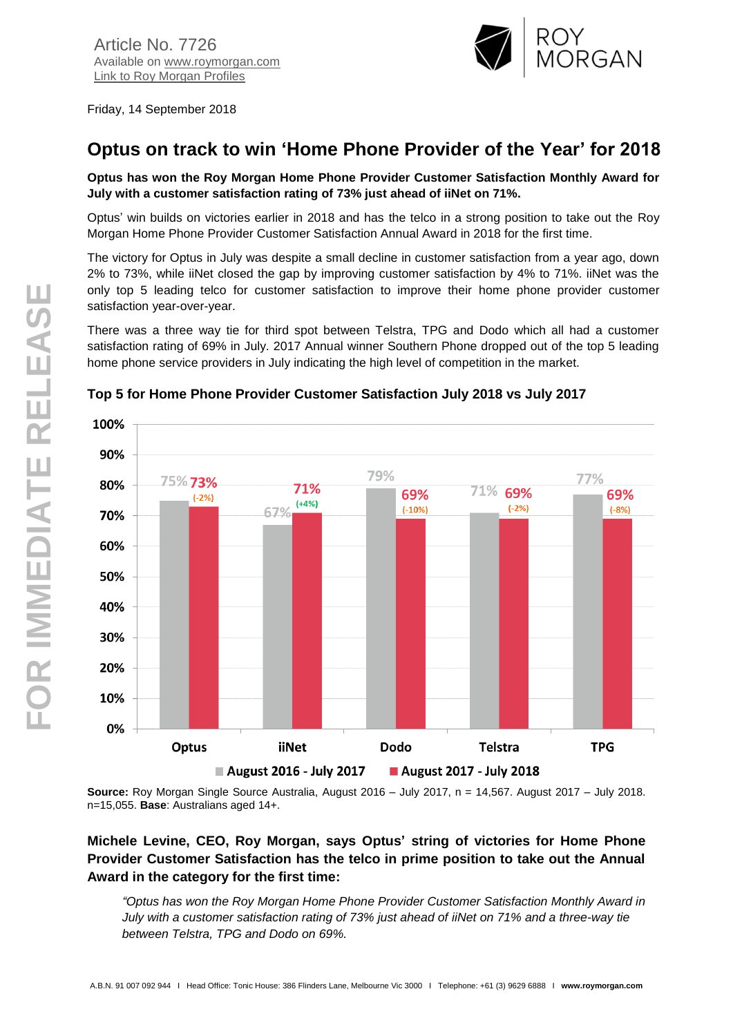Article No. 7726
Available on www.roymorgan.com
Link to Roy Morgan Profiles

Friday, 14 September 2018

# Optus on track to win 'Home Phone Provider of the Year' for 2018

**Optus has won the Roy Morgan Home Phone Provider Customer Satisfaction Monthly Award for July with a customer satisfaction rating of 73% just ahead of iiNet on 71%.**

Optus' win builds on victories earlier in 2018 and has the telco in a strong position to take out the Roy Morgan Home Phone Provider Customer Satisfaction Annual Award in 2018 for the first time.

The victory for Optus in July was despite a small decline in customer satisfaction from a year ago, down 2% to 73%, while iiNet closed the gap by improving customer satisfaction by 4% to 71%. iiNet was the only top 5 leading telco for customer satisfaction to improve their home phone provider customer satisfaction year-over-year.

There was a three way tie for third spot between Telstra, TPG and Dodo which all had a customer satisfaction rating of 69% in July. 2017 Annual winner Southern Phone dropped out of the top 5 leading home phone service providers in July indicating the high level of competition in the market.

## Top 5 for Home Phone Provider Customer Satisfaction July 2018 vs July 2017

| Provider | August 2016 - July 2017 | August 2017 - July 2018 | Change |
|---|---|---|---|
| Optus | 75% | 73% | (-2%) |
| iiNet | 67% | 71% | (+4%) |
| Dodo | 79% | 69% | (-10%) |
| Telstra | 71% | 69% | (-2%) |
| TPG | 77% | 69% | (-8%) |

**Source:** Roy Morgan Single Source Australia, August 2016 – July 2017, n = 14,567. August 2017 – July 2018. n=15,055. **Base**: Australians aged 14+.

**Michele Levine, CEO, Roy Morgan, says Optus' string of victories for Home Phone Provider Customer Satisfaction has the telco in prime position to take out the Annual Award in the category for the first time:**

> *"Optus has won the Roy Morgan Home Phone Provider Customer Satisfaction Monthly Award in July with a customer satisfaction rating of 73% just ahead of iiNet on 71% and a three-way tie between Telstra, TPG and Dodo on 69%.*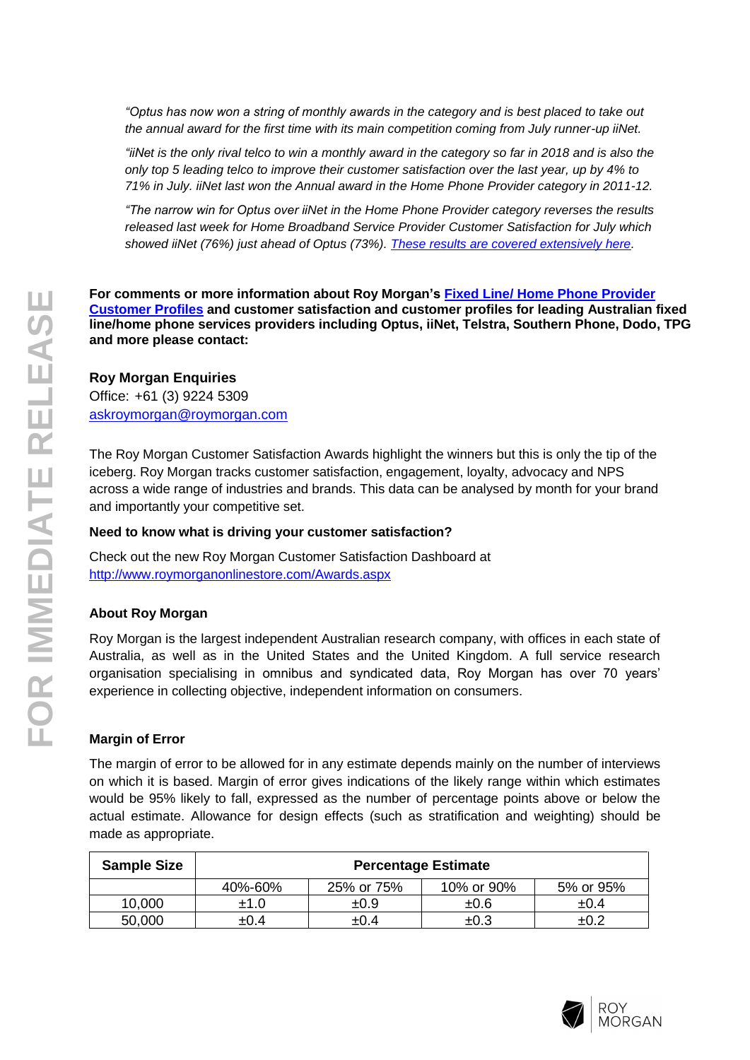*"Optus has now won a string of monthly awards in the category and is best placed to take out the annual award for the first time with its main competition coming from July runner-up iiNet.*

*"iiNet is the only rival telco to win a monthly award in the category so far in 2018 and is also the only top 5 leading telco to improve their customer satisfaction over the last year, up by 4% to 71% in July. iiNet last won the Annual award in the Home Phone Provider category in 2011-12.*

*"The narrow win for Optus over iiNet in the Home Phone Provider category reverses the results released last week for Home Broadband Service Provider Customer Satisfaction for July which showed iiNet (76%) just ahead of Optus (73%). These results are covered extensively here.*

**For comments or more information about Roy Morgan's Fixed Line/ Home Phone Provider Customer Profiles and customer satisfaction and customer profiles for leading Australian fixed line/home phone services providers including Optus, iiNet, Telstra, Southern Phone, Dodo, TPG and more please contact:**

**Roy Morgan Enquiries**
Office: +61 (3) 9224 5309
askroymorgan@roymorgan.com

The Roy Morgan Customer Satisfaction Awards highlight the winners but this is only the tip of the iceberg. Roy Morgan tracks customer satisfaction, engagement, loyalty, advocacy and NPS across a wide range of industries and brands. This data can be analysed by month for your brand and importantly your competitive set.

**Need to know what is driving your customer satisfaction?**

Check out the new Roy Morgan Customer Satisfaction Dashboard at http://www.roymorganonlinestore.com/Awards.aspx

**About Roy Morgan**

Roy Morgan is the largest independent Australian research company, with offices in each state of Australia, as well as in the United States and the United Kingdom. A full service research organisation specialising in omnibus and syndicated data, Roy Morgan has over 70 years' experience in collecting objective, independent information on consumers.

**Margin of Error**

The margin of error to be allowed for in any estimate depends mainly on the number of interviews on which it is based. Margin of error gives indications of the likely range within which estimates would be 95% likely to fall, expressed as the number of percentage points above or below the actual estimate. Allowance for design effects (such as stratification and weighting) should be made as appropriate.

| Sample Size | Percentage Estimate | | | |
|---|---|---|---|---|
| | 40%-60% | 25% or 75% | 10% or 90% | 5% or 95% |
| 10,000 | ±1.0 | ±0.9 | ±0.6 | ±0.4 |
| 50,000 | ±0.4 | ±0.4 | ±0.3 | ±0.2 |